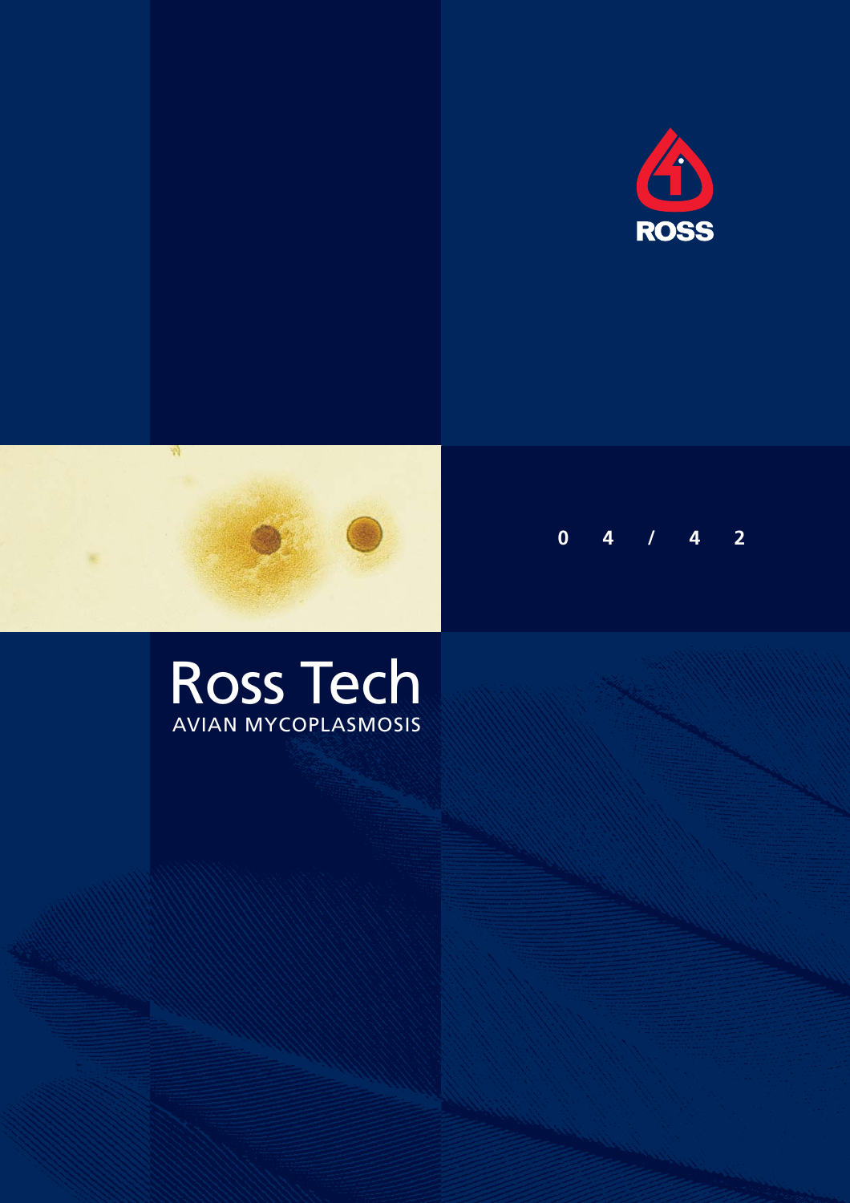ROSS

04/42

# Ross Tech

## AVIAN MYCOPLASMOSIS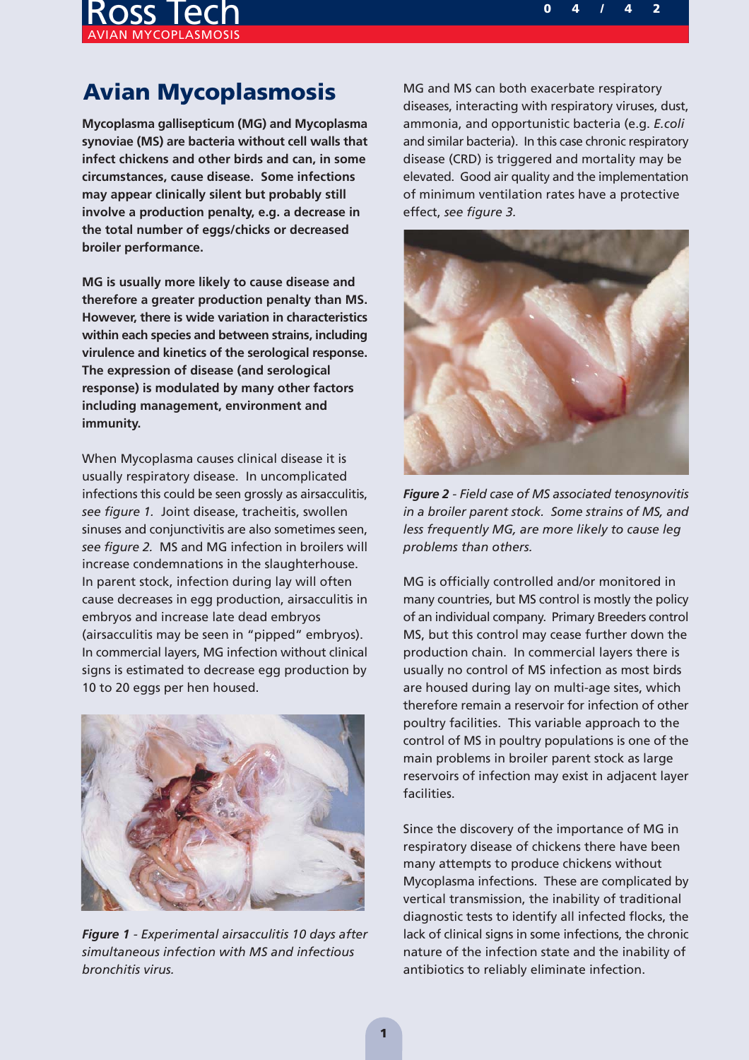# Avian Mycoplasmosis

**Mycoplasma gallisepticum (MG) and Mycoplasma synoviae (MS) are bacteria without cell walls that infect chickens and other birds and can, in some circumstances, cause disease. Some infections may appear clinically silent but probably still involve a production penalty, e.g. a decrease in the total number of eggs/chicks or decreased broiler performance.**

**MG is usually more likely to cause disease and therefore a greater production penalty than MS. However, there is wide variation in characteristics within each species and between strains, including virulence and kinetics of the serological response. The expression of disease (and serological response) is modulated by many other factors including management, environment and immunity.**

When Mycoplasma causes clinical disease it is usually respiratory disease. In uncomplicated infections this could be seen grossly as airsacculitis, *see figure 1.* Joint disease, tracheitis, swollen sinuses and conjunctivitis are also sometimes seen, *see figure 2.* MS and MG infection in broilers will increase condemnations in the slaughterhouse. In parent stock, infection during lay will often cause decreases in egg production, airsacculitis in embryos and increase late dead embryos (airsacculitis may be seen in "pipped" embryos). In commercial layers, MG infection without clinical signs is estimated to decrease egg production by 10 to 20 eggs per hen housed.

***Figure 1*** *- Experimental airsacculitis 10 days after simultaneous infection with MS and infectious bronchitis virus.*

MG and MS can both exacerbate respiratory diseases, interacting with respiratory viruses, dust, ammonia, and opportunistic bacteria (e.g. *E.coli* and similar bacteria). In this case chronic respiratory disease (CRD) is triggered and mortality may be elevated. Good air quality and the implementation of minimum ventilation rates have a protective effect, *see figure 3.*

***Figure 2*** *- Field case of MS associated tenosynovitis in a broiler parent stock. Some strains of MS, and less frequently MG, are more likely to cause leg problems than others.*

MG is officially controlled and/or monitored in many countries, but MS control is mostly the policy of an individual company. Primary Breeders control MS, but this control may cease further down the production chain. In commercial layers there is usually no control of MS infection as most birds are housed during lay on multi-age sites, which therefore remain a reservoir for infection of other poultry facilities. This variable approach to the control of MS in poultry populations is one of the main problems in broiler parent stock as large reservoirs of infection may exist in adjacent layer facilities.

Since the discovery of the importance of MG in respiratory disease of chickens there have been many attempts to produce chickens without Mycoplasma infections. These are complicated by vertical transmission, the inability of traditional diagnostic tests to identify all infected flocks, the lack of clinical signs in some infections, the chronic nature of the infection state and the inability of antibiotics to reliably eliminate infection.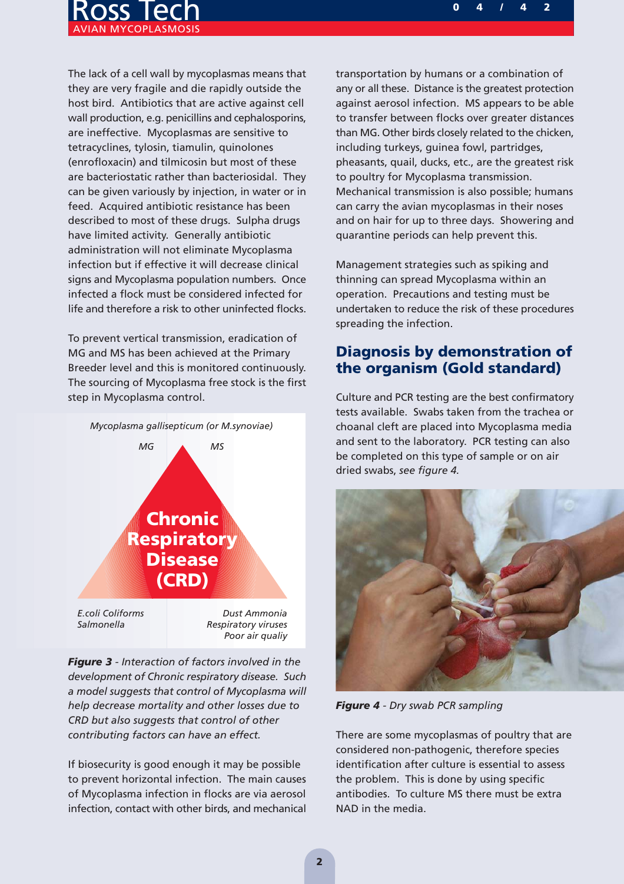The lack of a cell wall by mycoplasmas means that they are very fragile and die rapidly outside the host bird. Antibiotics that are active against cell wall production, e.g. penicillins and cephalosporins, are ineffective. Mycoplasmas are sensitive to tetracyclines, tylosin, tiamulin, quinolones (enrofloxacin) and tilmicosin but most of these are bacteriostatic rather than bacteriosidal. They can be given variously by injection, in water or in feed. Acquired antibiotic resistance has been described to most of these drugs. Sulpha drugs have limited activity. Generally antibiotic administration will not eliminate Mycoplasma infection but if effective it will decrease clinical signs and Mycoplasma population numbers. Once infected a flock must be considered infected for life and therefore a risk to other uninfected flocks.

To prevent vertical transmission, eradication of MG and MS has been achieved at the Primary Breeder level and this is monitored continuously. The sourcing of Mycoplasma free stock is the first step in Mycoplasma control.

*Mycoplasma gallisepticum (or M.synoviae)*

*MG* *MS*

**Chronic Respiratory Disease (CRD)**

*E.coli Coliforms*
*Salmonella*

*Dust Ammonia*
*Respiratory viruses*
*Poor air qualiy*

***Figure 3*** *- Interaction of factors involved in the development of Chronic respiratory disease. Such a model suggests that control of Mycoplasma will help decrease mortality and other losses due to CRD but also suggests that control of other contributing factors can have an effect.*

If biosecurity is good enough it may be possible to prevent horizontal infection. The main causes of Mycoplasma infection in flocks are via aerosol infection, contact with other birds, and mechanical transportation by humans or a combination of any or all these. Distance is the greatest protection against aerosol infection. MS appears to be able to transfer between flocks over greater distances than MG. Other birds closely related to the chicken, including turkeys, guinea fowl, partridges, pheasants, quail, ducks, etc., are the greatest risk to poultry for Mycoplasma transmission. Mechanical transmission is also possible; humans can carry the avian mycoplasmas in their noses and on hair for up to three days. Showering and quarantine periods can help prevent this.

Management strategies such as spiking and thinning can spread Mycoplasma within an operation. Precautions and testing must be undertaken to reduce the risk of these procedures spreading the infection.

## Diagnosis by demonstration of the organism (Gold standard)

Culture and PCR testing are the best confirmatory tests available. Swabs taken from the trachea or choanal cleft are placed into Mycoplasma media and sent to the laboratory. PCR testing can also be completed on this type of sample or on air dried swabs, *see figure 4.*

***Figure 4*** *- Dry swab PCR sampling*

There are some mycoplasmas of poultry that are considered non-pathogenic, therefore species identification after culture is essential to assess the problem. This is done by using specific antibodies. To culture MS there must be extra NAD in the media.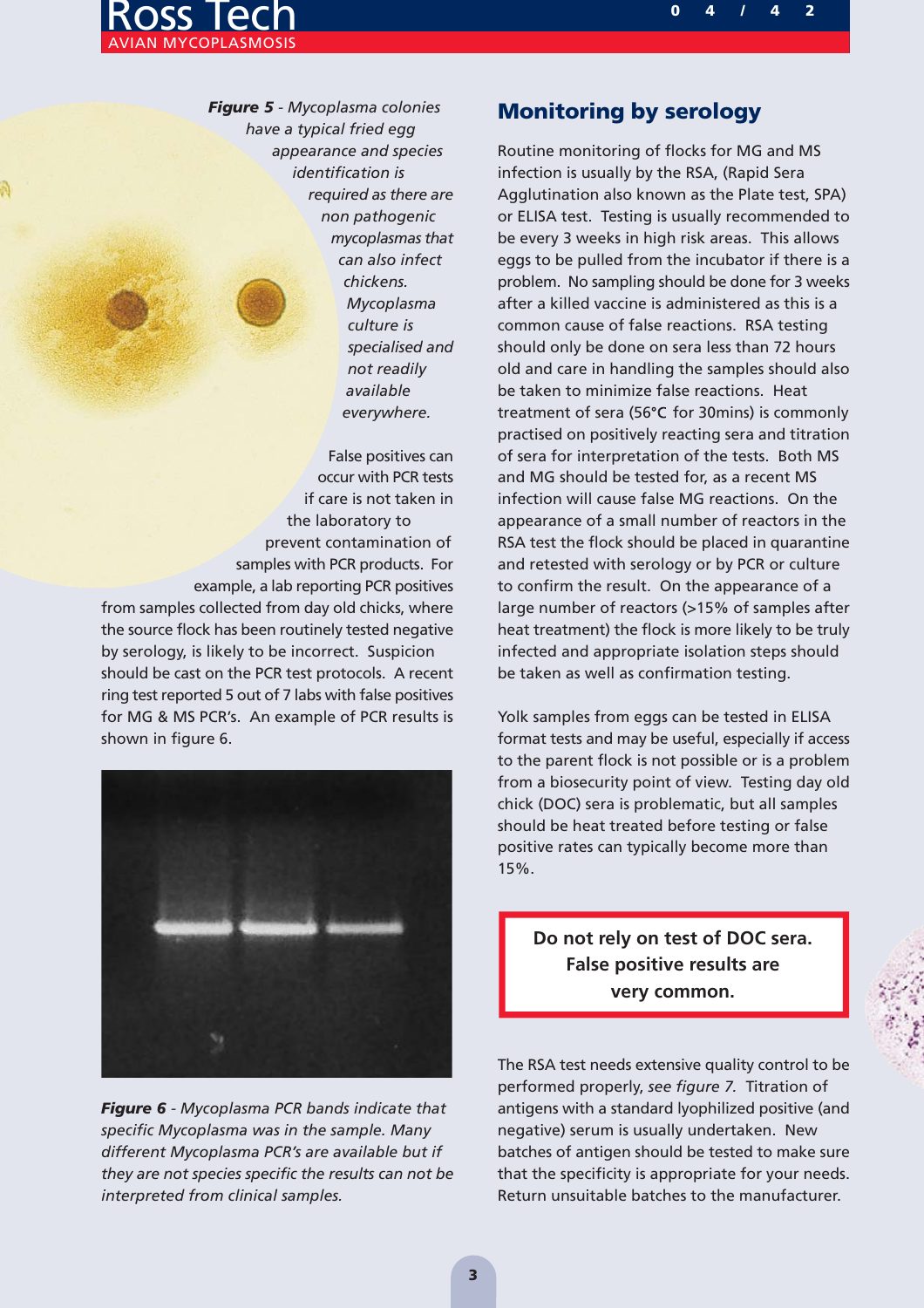**Figure 5** - *Mycoplasma colonies have a typical fried egg appearance and species identification is required as there are non pathogenic mycoplasmas that can also infect chickens. Mycoplasma culture is specialised and not readily available everywhere.*

False positives can occur with PCR tests if care is not taken in the laboratory to prevent contamination of samples with PCR products. For example, a lab reporting PCR positives from samples collected from day old chicks, where the source flock has been routinely tested negative by serology, is likely to be incorrect. Suspicion should be cast on the PCR test protocols. A recent ring test reported 5 out of 7 labs with false positives for MG & MS PCR's. An example of PCR results is shown in figure 6.

**Figure 6** - *Mycoplasma PCR bands indicate that specific Mycoplasma was in the sample. Many different Mycoplasma PCR's are available but if they are not species specific the results can not be interpreted from clinical samples.*

## Monitoring by serology

Routine monitoring of flocks for MG and MS infection is usually by the RSA, (Rapid Sera Agglutination also known as the Plate test, SPA) or ELISA test. Testing is usually recommended to be every 3 weeks in high risk areas. This allows eggs to be pulled from the incubator if there is a problem. No sampling should be done for 3 weeks after a killed vaccine is administered as this is a common cause of false reactions. RSA testing should only be done on sera less than 72 hours old and care in handling the samples should also be taken to minimize false reactions. Heat treatment of sera (56°C for 30mins) is commonly practised on positively reacting sera and titration of sera for interpretation of the tests. Both MS and MG should be tested for, as a recent MS infection will cause false MG reactions. On the appearance of a small number of reactors in the RSA test the flock should be placed in quarantine and retested with serology or by PCR or culture to confirm the result. On the appearance of a large number of reactors (>15% of samples after heat treatment) the flock is more likely to be truly infected and appropriate isolation steps should be taken as well as confirmation testing.

Yolk samples from eggs can be tested in ELISA format tests and may be useful, especially if access to the parent flock is not possible or is a problem from a biosecurity point of view. Testing day old chick (DOC) sera is problematic, but all samples should be heat treated before testing or false positive rates can typically become more than 15%.

**Do not rely on test of DOC sera. False positive results are very common.**

The RSA test needs extensive quality control to be performed properly, *see figure 7.* Titration of antigens with a standard lyophilized positive (and negative) serum is usually undertaken. New batches of antigen should be tested to make sure that the specificity is appropriate for your needs. Return unsuitable batches to the manufacturer.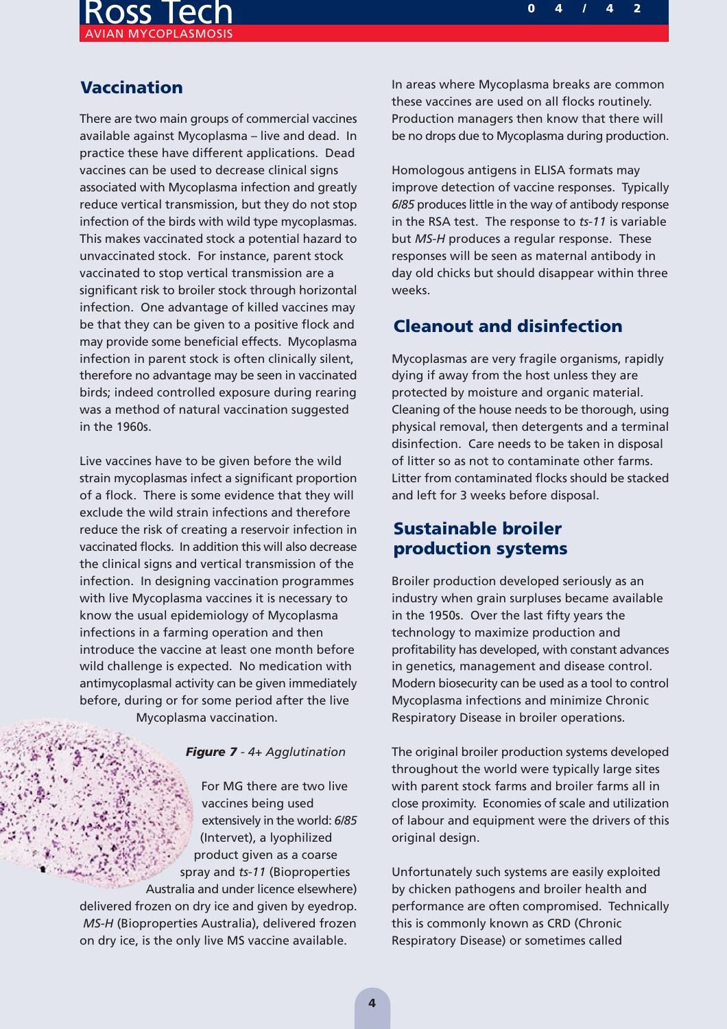## Vaccination

There are two main groups of commercial vaccines available against Mycoplasma – live and dead. In practice these have different applications. Dead vaccines can be used to decrease clinical signs associated with Mycoplasma infection and greatly reduce vertical transmission, but they do not stop infection of the birds with wild type mycoplasmas. This makes vaccinated stock a potential hazard to unvaccinated stock. For instance, parent stock vaccinated to stop vertical transmission are a significant risk to broiler stock through horizontal infection. One advantage of killed vaccines may be that they can be given to a positive flock and may provide some beneficial effects. Mycoplasma infection in parent stock is often clinically silent, therefore no advantage may be seen in vaccinated birds; indeed controlled exposure during rearing was a method of natural vaccination suggested in the 1960s.

Live vaccines have to be given before the wild strain mycoplasmas infect a significant proportion of a flock. There is some evidence that they will exclude the wild strain infections and therefore reduce the risk of creating a reservoir infection in vaccinated flocks. In addition this will also decrease the clinical signs and vertical transmission of the infection. In designing vaccination programmes with live Mycoplasma vaccines it is necessary to know the usual epidemiology of Mycoplasma infections in a farming operation and then introduce the vaccine at least one month before wild challenge is expected. No medication with antimycoplasmal activity can be given immediately before, during or for some period after the live Mycoplasma vaccination.

***Figure 7*** *- 4+ Agglutination*

For MG there are two live vaccines being used extensively in the world: *6/85* (Intervet), a lyophilized product given as a coarse spray and *ts-11* (Bioproperties Australia and under licence elsewhere) delivered frozen on dry ice and given by eyedrop. *MS-H* (Bioproperties Australia), delivered frozen on dry ice, is the only live MS vaccine available.

In areas where Mycoplasma breaks are common these vaccines are used on all flocks routinely. Production managers then know that there will be no drops due to Mycoplasma during production.

Homologous antigens in ELISA formats may improve detection of vaccine responses. Typically *6/85* produces little in the way of antibody response in the RSA test. The response to *ts-11* is variable but *MS-H* produces a regular response. These responses will be seen as maternal antibody in day old chicks but should disappear within three weeks.

## Cleanout and disinfection

Mycoplasmas are very fragile organisms, rapidly dying if away from the host unless they are protected by moisture and organic material. Cleaning of the house needs to be thorough, using physical removal, then detergents and a terminal disinfection. Care needs to be taken in disposal of litter so as not to contaminate other farms. Litter from contaminated flocks should be stacked and left for 3 weeks before disposal.

## Sustainable broiler production systems

Broiler production developed seriously as an industry when grain surpluses became available in the 1950s. Over the last fifty years the technology to maximize production and profitability has developed, with constant advances in genetics, management and disease control. Modern biosecurity can be used as a tool to control Mycoplasma infections and minimize Chronic Respiratory Disease in broiler operations.

The original broiler production systems developed throughout the world were typically large sites with parent stock farms and broiler farms all in close proximity. Economies of scale and utilization of labour and equipment were the drivers of this original design.

Unfortunately such systems are easily exploited by chicken pathogens and broiler health and performance are often compromised. Technically this is commonly known as CRD (Chronic Respiratory Disease) or sometimes called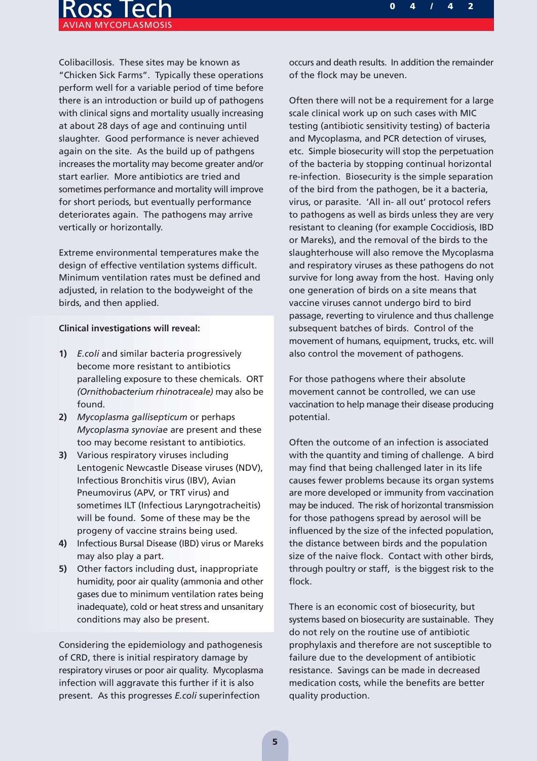Colibacillosis. These sites may be known as "Chicken Sick Farms". Typically these operations perform well for a variable period of time before there is an introduction or build up of pathogens with clinical signs and mortality usually increasing at about 28 days of age and continuing until slaughter. Good performance is never achieved again on the site. As the build up of pathgens increases the mortality may become greater and/or start earlier. More antibiotics are tried and sometimes performance and mortality will improve for short periods, but eventually performance deteriorates again. The pathogens may arrive vertically or horizontally.

Extreme environmental temperatures make the design of effective ventilation systems difficult. Minimum ventilation rates must be defined and adjusted, in relation to the bodyweight of the birds, and then applied.

**Clinical investigations will reveal:**

1) *E.coli* and similar bacteria progressively become more resistant to antibiotics paralleling exposure to these chemicals. ORT *(Ornithobacterium rhinotraceale)* may also be found.
2) *Mycoplasma gallisepticum* or perhaps *Mycoplasma synoviae* are present and these too may become resistant to antibiotics.
3) Various respiratory viruses including Lentogenic Newcastle Disease viruses (NDV), Infectious Bronchitis virus (IBV), Avian Pneumovirus (APV, or TRT virus) and sometimes ILT (Infectious Laryngotracheitis) will be found. Some of these may be the progeny of vaccine strains being used.
4) Infectious Bursal Disease (IBD) virus or Mareks may also play a part.
5) Other factors including dust, inappropriate humidity, poor air quality (ammonia and other gases due to minimum ventilation rates being inadequate), cold or heat stress and unsanitary conditions may also be present.

Considering the epidemiology and pathogenesis of CRD, there is initial respiratory damage by respiratory viruses or poor air quality. Mycoplasma infection will aggravate this further if it is also present. As this progresses *E.coli* superinfection occurs and death results. In addition the remainder of the flock may be uneven.

Often there will not be a requirement for a large scale clinical work up on such cases with MIC testing (antibiotic sensitivity testing) of bacteria and Mycoplasma, and PCR detection of viruses, etc. Simple biosecurity will stop the perpetuation of the bacteria by stopping continual horizontal re-infection. Biosecurity is the simple separation of the bird from the pathogen, be it a bacteria, virus, or parasite. 'All in- all out' protocol refers to pathogens as well as birds unless they are very resistant to cleaning (for example Coccidiosis, IBD or Mareks), and the removal of the birds to the slaughterhouse will also remove the Mycoplasma and respiratory viruses as these pathogens do not survive for long away from the host. Having only one generation of birds on a site means that vaccine viruses cannot undergo bird to bird passage, reverting to virulence and thus challenge subsequent batches of birds. Control of the movement of humans, equipment, trucks, etc. will also control the movement of pathogens.

For those pathogens where their absolute movement cannot be controlled, we can use vaccination to help manage their disease producing potential.

Often the outcome of an infection is associated with the quantity and timing of challenge. A bird may find that being challenged later in its life causes fewer problems because its organ systems are more developed or immunity from vaccination may be induced. The risk of horizontal transmission for those pathogens spread by aerosol will be influenced by the size of the infected population, the distance between birds and the population size of the naive flock. Contact with other birds, through poultry or staff, is the biggest risk to the flock.

There is an economic cost of biosecurity, but systems based on biosecurity are sustainable. They do not rely on the routine use of antibiotic prophylaxis and therefore are not susceptible to failure due to the development of antibiotic resistance. Savings can be made in decreased medication costs, while the benefits are better quality production.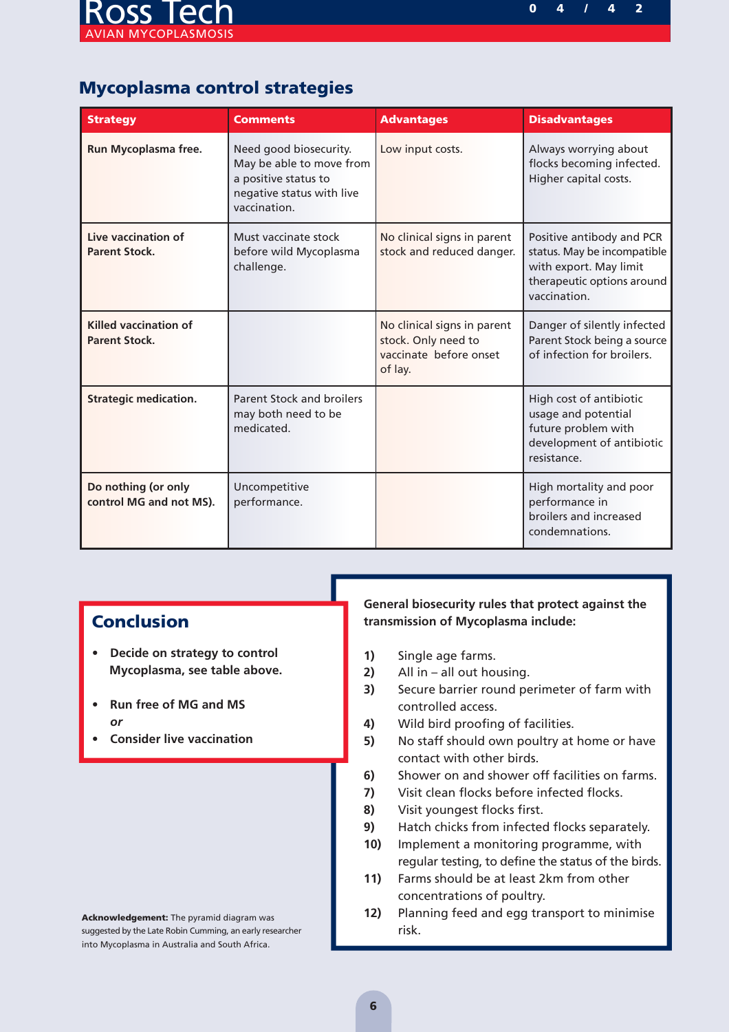## Mycoplasma control strategies

| Strategy | Comments | Advantages | Disadvantages |
|---|---|---|---|
| **Run Mycoplasma free.** | Need good biosecurity. May be able to move from a positive status to negative status with live vaccination. | Low input costs. | Always worrying about flocks becoming infected. Higher capital costs. |
| **Live vaccination of Parent Stock.** | Must vaccinate stock before wild Mycoplasma challenge. | No clinical signs in parent stock and reduced danger. | Positive antibody and PCR status. May be incompatible with export. May limit therapeutic options around vaccination. |
| **Killed vaccination of Parent Stock.** | | No clinical signs in parent stock. Only need to vaccinate before onset of lay. | Danger of silently infected Parent Stock being a source of infection for broilers. |
| **Strategic medication.** | Parent Stock and broilers may both need to be medicated. | | High cost of antibiotic usage and potential future problem with development of antibiotic resistance. |
| **Do nothing (or only control MG and not MS).** | Uncompetitive performance. | | High mortality and poor performance in broilers and increased condemnations. |

## Conclusion

- **Decide on strategy to control Mycoplasma, see table above.**
- **Run free of MG and MS**
  ***or***
- **Consider live vaccination**

**General biosecurity rules that protect against the transmission of Mycoplasma include:**

1) Single age farms.
2) All in – all out housing.
3) Secure barrier round perimeter of farm with controlled access.
4) Wild bird proofing of facilities.
5) No staff should own poultry at home or have contact with other birds.
6) Shower on and shower off facilities on farms.
7) Visit clean flocks before infected flocks.
8) Visit youngest flocks first.
9) Hatch chicks from infected flocks separately.
10) Implement a monitoring programme, with regular testing, to define the status of the birds.
11) Farms should be at least 2km from other concentrations of poultry.
12) Planning feed and egg transport to minimise risk.

**Acknowledgement:** The pyramid diagram was suggested by the Late Robin Cumming, an early researcher into Mycoplasma in Australia and South Africa.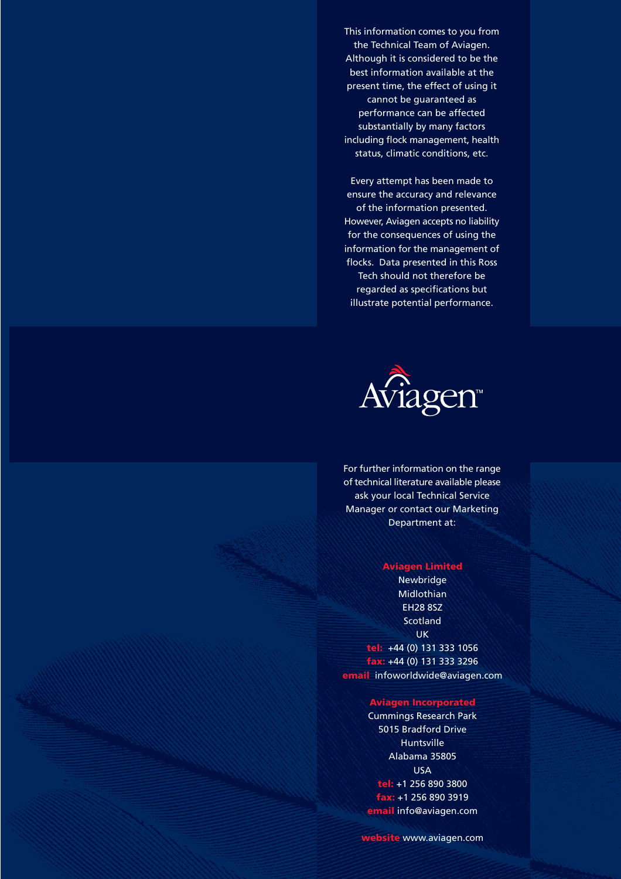This information comes to you from the Technical Team of Aviagen. Although it is considered to be the best information available at the present time, the effect of using it cannot be guaranteed as performance can be affected substantially by many factors including flock management, health status, climatic conditions, etc.

Every attempt has been made to ensure the accuracy and relevance of the information presented. However, Aviagen accepts no liability for the consequences of using the information for the management of flocks. Data presented in this Ross Tech should not therefore be regarded as specifications but illustrate potential performance.

Aviagen™

For further information on the range of technical literature available please ask your local Technical Service Manager or contact our Marketing Department at:

**Aviagen Limited**
Newbridge
Midlothian
EH28 8SZ
Scotland
UK
**tel:** +44 (0) 131 333 1056
**fax:** +44 (0) 131 333 3296
**email** infoworldwide@aviagen.com

**Aviagen Incorporated**
Cummings Research Park
5015 Bradford Drive
Huntsville
Alabama 35805
USA
**tel:** +1 256 890 3800
**fax:** +1 256 890 3919
**email** info@aviagen.com

**website** www.aviagen.com